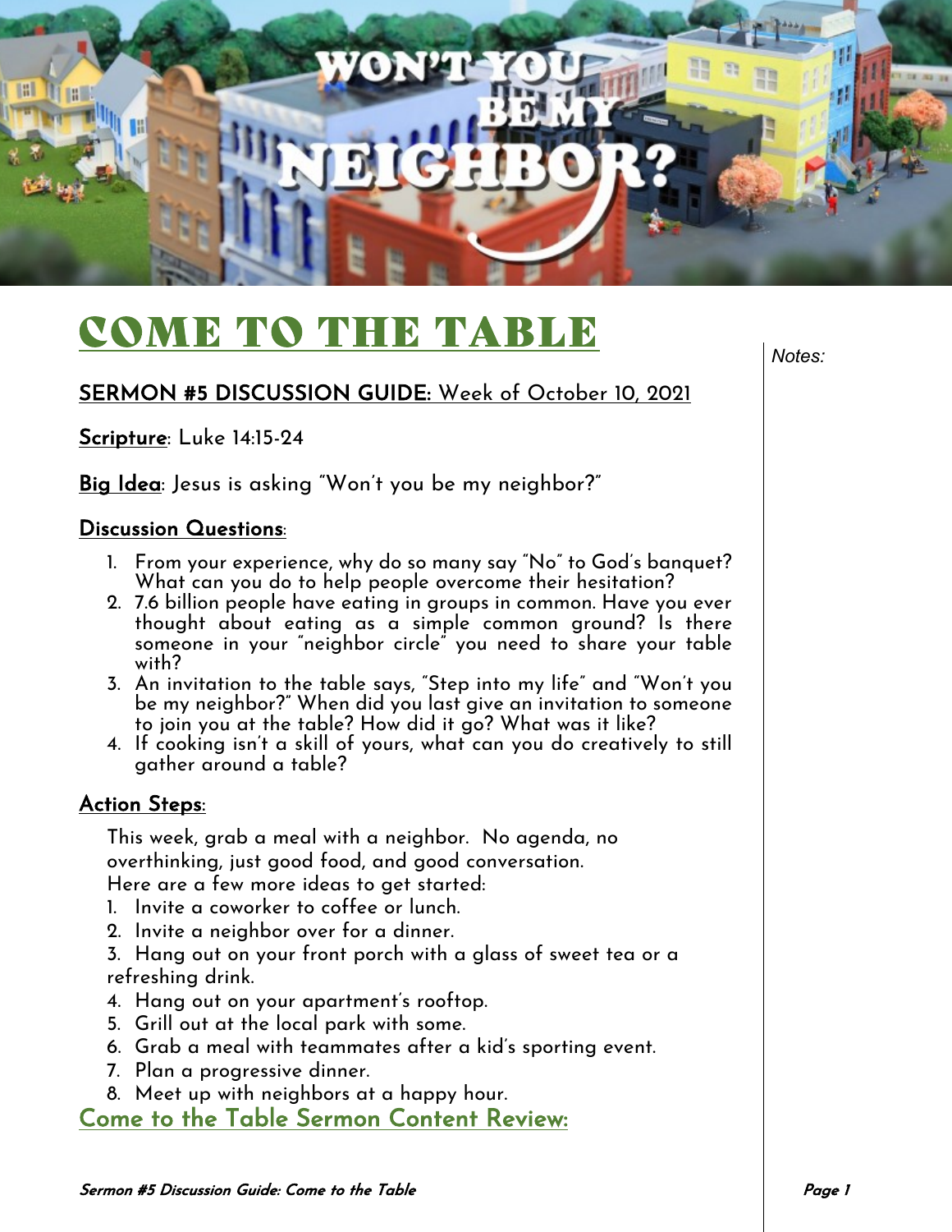# COME TO THE TABLE

**SERMON #5 DISCUSSION GUIDE:** Week of October 10, 2021

**Scripture**: Luke 14:15-24

**Big Idea**: Jesus is asking "Won't you be my neighbor?"

## Discussion Questions:

1. From your experience, why do so many say "No" to God's banquet? What can you do to help people overcome their hesitation?
2. 7.6 billion people have eating in groups in common. Have you ever thought about eating as a simple common ground? Is there someone in your "neighbor circle" you need to share your table with?
3. An invitation to the table says, "Step into my life" and "Won't you be my neighbor?" When did you last give an invitation to someone to join you at the table? How did it go? What was it like?
4. If cooking isn't a skill of yours, what can you do creatively to still gather around a table?

## Action Steps:

This week, grab a meal with a neighbor. No agenda, no overthinking, just good food, and good conversation.
Here are a few more ideas to get started:

1. Invite a coworker to coffee or lunch.
2. Invite a neighbor over for a dinner.
3. Hang out on your front porch with a glass of sweet tea or a refreshing drink.
4. Hang out on your apartment's rooftop.
5. Grill out at the local park with some.
6. Grab a meal with teammates after a kid's sporting event.
7. Plan a progressive dinner.
8. Meet up with neighbors at a happy hour.

## Come to the Table Sermon Content Review:

*Notes:*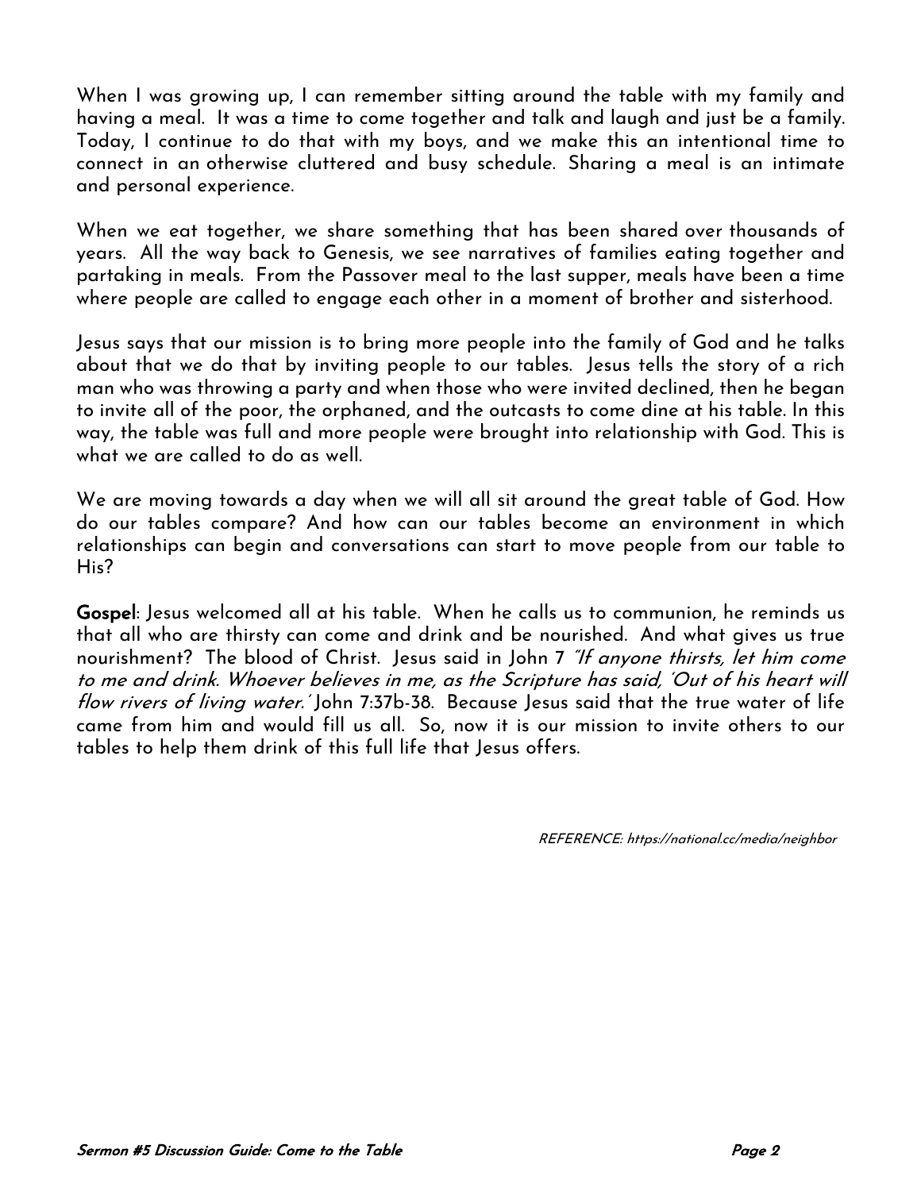When I was growing up, I can remember sitting around the table with my family and having a meal. It was a time to come together and talk and laugh and just be a family. Today, I continue to do that with my boys, and we make this an intentional time to connect in an otherwise cluttered and busy schedule. Sharing a meal is an intimate and personal experience.

When we eat together, we share something that has been shared over thousands of years. All the way back to Genesis, we see narratives of families eating together and partaking in meals. From the Passover meal to the last supper, meals have been a time where people are called to engage each other in a moment of brother and sisterhood.

Jesus says that our mission is to bring more people into the family of God and he talks about that we do that by inviting people to our tables. Jesus tells the story of a rich man who was throwing a party and when those who were invited declined, then he began to invite all of the poor, the orphaned, and the outcasts to come dine at his table. In this way, the table was full and more people were brought into relationship with God. This is what we are called to do as well.

We are moving towards a day when we will all sit around the great table of God. How do our tables compare? And how can our tables become an environment in which relationships can begin and conversations can start to move people from our table to His?

**Gospel**: Jesus welcomed all at his table. When he calls us to communion, he reminds us that all who are thirsty can come and drink and be nourished. And what gives us true nourishment? The blood of Christ. Jesus said in John 7 *"If anyone thirsts, let him come to me and drink. Whoever believes in me, as the Scripture has said, 'Out of his heart will flow rivers of living water.'* John 7:37b-38. Because Jesus said that the true water of life came from him and would fill us all. So, now it is our mission to invite others to our tables to help them drink of this full life that Jesus offers.

*REFERENCE: https://national.cc/media/neighbor*